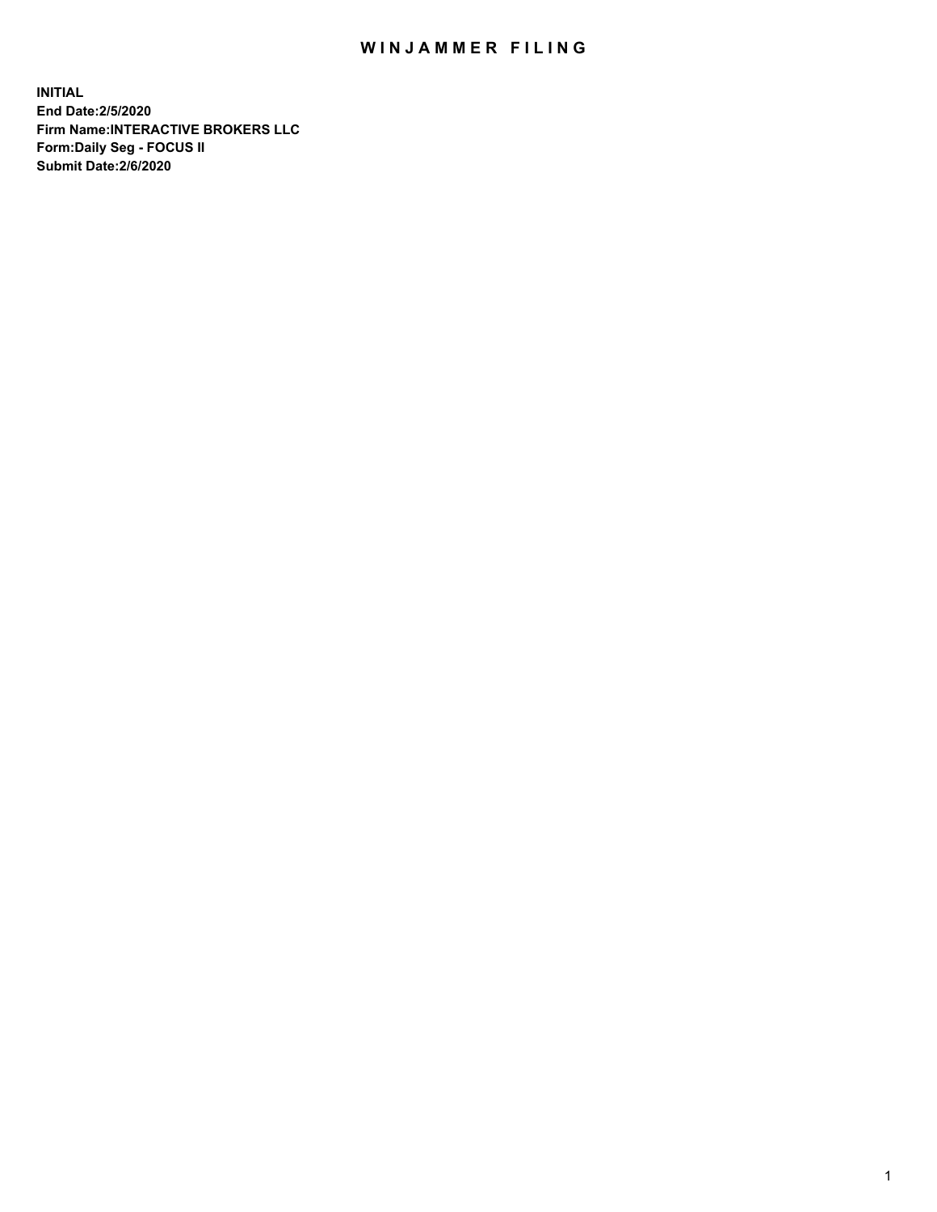# WINJAMMER FILING

**INITIAL**
**End Date:2/5/2020**
**Firm Name:INTERACTIVE BROKERS LLC**
**Form:Daily Seg - FOCUS II**
**Submit Date:2/6/2020**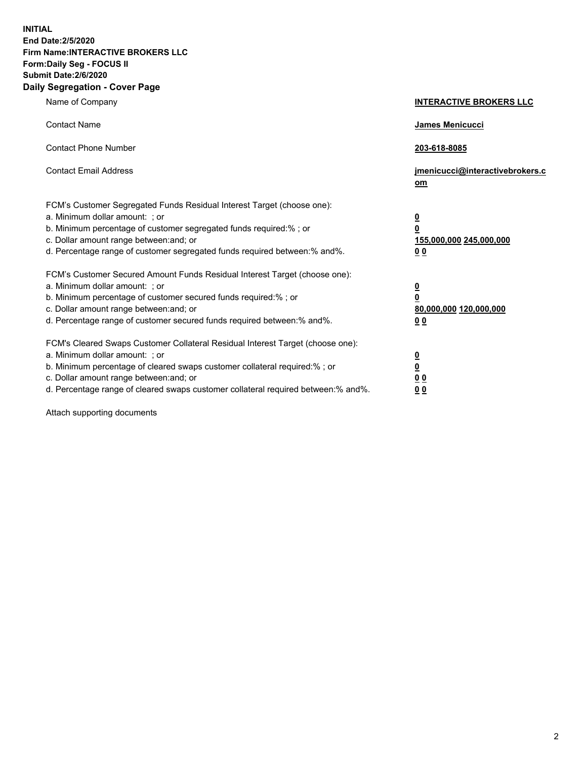**INITIAL**
**End Date:2/5/2020**
**Firm Name:INTERACTIVE BROKERS LLC**
**Form:Daily Seg - FOCUS II**
**Submit Date:2/6/2020**

## Daily Segregation - Cover Page

| | |
|---|---|
| Name of Company | **INTERACTIVE BROKERS LLC** |
| Contact Name | **James Menicucci** |
| Contact Phone Number | **203-618-8085** |
| Contact Email Address | **jmenicucci@interactivebrokers.com** |

FCM's Customer Segregated Funds Residual Interest Target (choose one):

| | |
|---|---|
| a. Minimum dollar amount: ; or | **0** |
| b. Minimum percentage of customer segregated funds required:% ; or | **0** |
| c. Dollar amount range between:and; or | **155,000,000 245,000,000** |
| d. Percentage range of customer segregated funds required between:% and%. | **0 0** |

FCM's Customer Secured Amount Funds Residual Interest Target (choose one):

| | |
|---|---|
| a. Minimum dollar amount: ; or | **0** |
| b. Minimum percentage of customer secured funds required:% ; or | **0** |
| c. Dollar amount range between:and; or | **80,000,000 120,000,000** |
| d. Percentage range of customer secured funds required between:% and%. | **0 0** |

FCM's Cleared Swaps Customer Collateral Residual Interest Target (choose one):

| | |
|---|---|
| a. Minimum dollar amount: ; or | **0** |
| b. Minimum percentage of cleared swaps customer collateral required:% ; or | **0** |
| c. Dollar amount range between:and; or | **0 0** |
| d. Percentage range of cleared swaps customer collateral required between:% and%. | **0 0** |

Attach supporting documents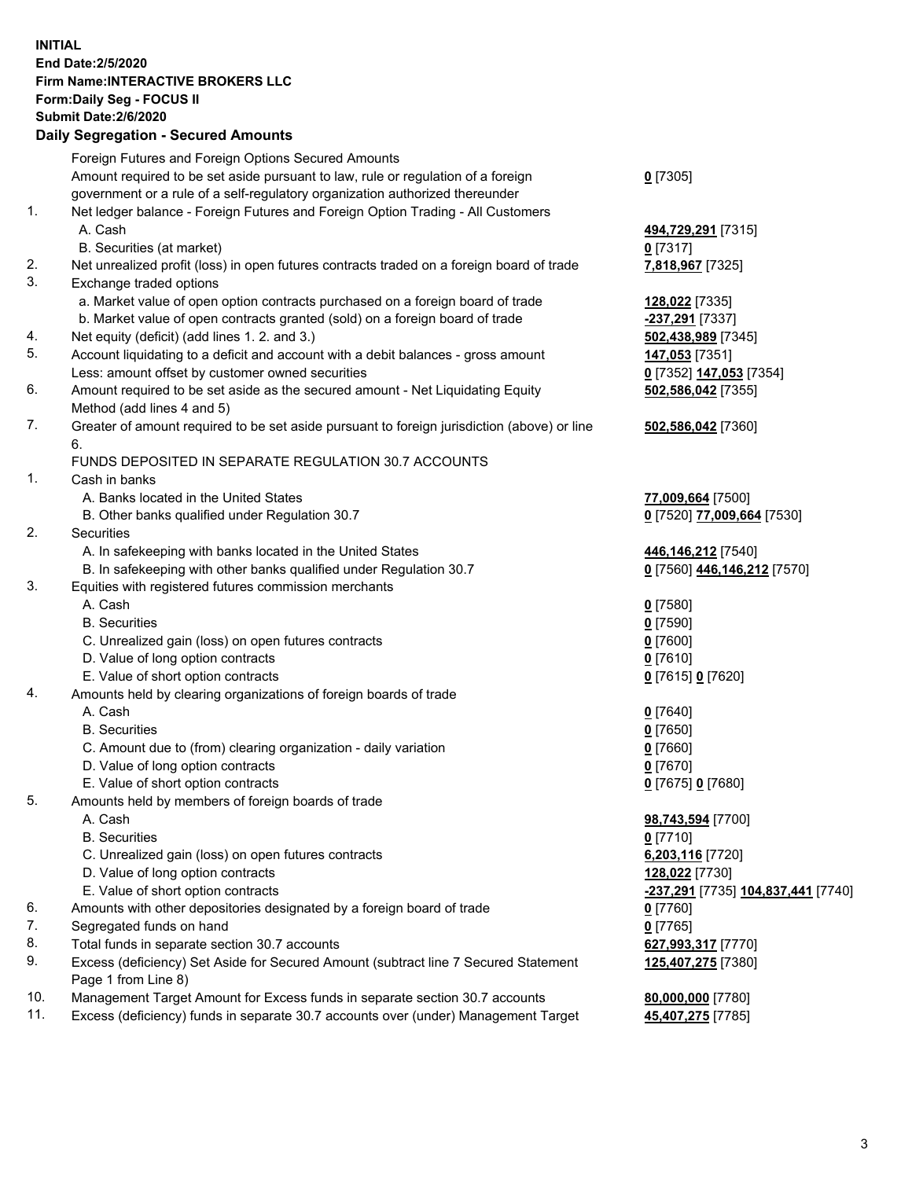**INITIAL**
**End Date:2/5/2020**
**Firm Name:INTERACTIVE BROKERS LLC**
**Form:Daily Seg - FOCUS II**
**Submit Date:2/6/2020**

## Daily Segregation - Secured Amounts

| | | |
|---|---|---|
| | Foreign Futures and Foreign Options Secured Amounts | |
| | Amount required to be set aside pursuant to law, rule or regulation of a foreign government or a rule of a self-regulatory organization authorized thereunder | **0** [7305] |
| 1. | Net ledger balance - Foreign Futures and Foreign Option Trading - All Customers | |
| | A. Cash | **494,729,291** [7315] |
| | B. Securities (at market) | **0** [7317] |
| 2. | Net unrealized profit (loss) in open futures contracts traded on a foreign board of trade | **7,818,967** [7325] |
| 3. | Exchange traded options | |
| | a. Market value of open option contracts purchased on a foreign board of trade | **128,022** [7335] |
| | b. Market value of open contracts granted (sold) on a foreign board of trade | **-237,291** [7337] |
| 4. | Net equity (deficit) (add lines 1. 2. and 3.) | **502,438,989** [7345] |
| 5. | Account liquidating to a deficit and account with a debit balances - gross amount | **147,053** [7351] |
| | Less: amount offset by customer owned securities | **0** [7352] **147,053** [7354] |
| 6. | Amount required to be set aside as the secured amount - Net Liquidating Equity Method (add lines 4 and 5) | **502,586,042** [7355] |
| 7. | Greater of amount required to be set aside pursuant to foreign jurisdiction (above) or line 6. | **502,586,042** [7360] |
| | FUNDS DEPOSITED IN SEPARATE REGULATION 30.7 ACCOUNTS | |
| 1. | Cash in banks | |
| | A. Banks located in the United States | **77,009,664** [7500] |
| | B. Other banks qualified under Regulation 30.7 | **0** [7520] **77,009,664** [7530] |
| 2. | Securities | |
| | A. In safekeeping with banks located in the United States | **446,146,212** [7540] |
| | B. In safekeeping with other banks qualified under Regulation 30.7 | **0** [7560] **446,146,212** [7570] |
| 3. | Equities with registered futures commission merchants | |
| | A. Cash | **0** [7580] |
| | B. Securities | **0** [7590] |
| | C. Unrealized gain (loss) on open futures contracts | **0** [7600] |
| | D. Value of long option contracts | **0** [7610] |
| | E. Value of short option contracts | **0** [7615] **0** [7620] |
| 4. | Amounts held by clearing organizations of foreign boards of trade | |
| | A. Cash | **0** [7640] |
| | B. Securities | **0** [7650] |
| | C. Amount due to (from) clearing organization - daily variation | **0** [7660] |
| | D. Value of long option contracts | **0** [7670] |
| | E. Value of short option contracts | **0** [7675] **0** [7680] |
| 5. | Amounts held by members of foreign boards of trade | |
| | A. Cash | **98,743,594** [7700] |
| | B. Securities | **0** [7710] |
| | C. Unrealized gain (loss) on open futures contracts | **6,203,116** [7720] |
| | D. Value of long option contracts | **128,022** [7730] |
| | E. Value of short option contracts | **-237,291** [7735] **104,837,441** [7740] |
| 6. | Amounts with other depositories designated by a foreign board of trade | **0** [7760] |
| 7. | Segregated funds on hand | **0** [7765] |
| 8. | Total funds in separate section 30.7 accounts | **627,993,317** [7770] |
| 9. | Excess (deficiency) Set Aside for Secured Amount (subtract line 7 Secured Statement Page 1 from Line 8) | **125,407,275** [7380] |
| 10. | Management Target Amount for Excess funds in separate section 30.7 accounts | **80,000,000** [7780] |
| 11. | Excess (deficiency) funds in separate 30.7 accounts over (under) Management Target | **45,407,275** [7785] |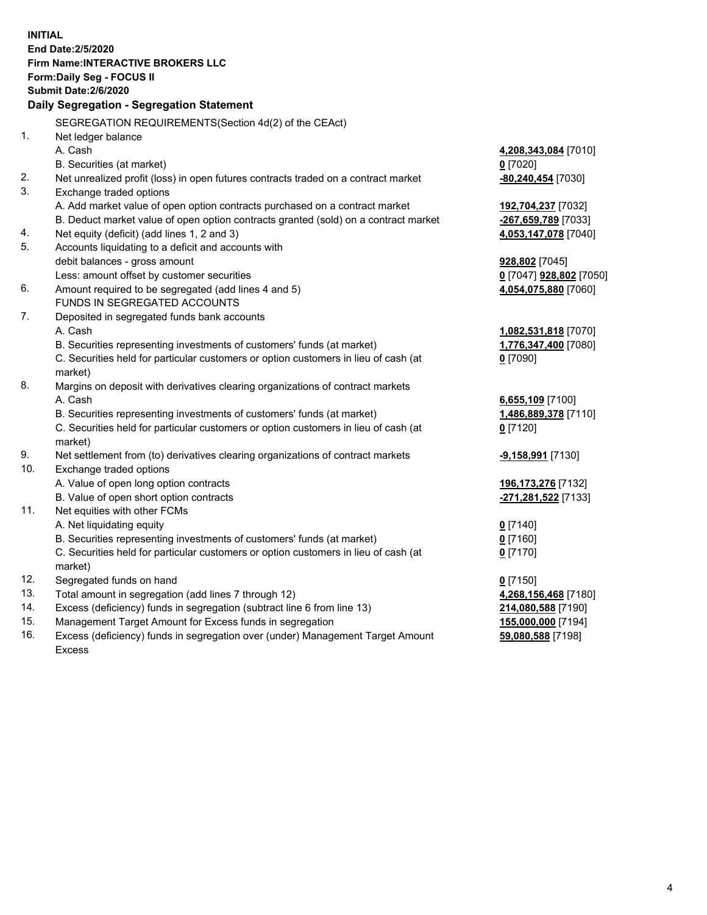**INITIAL**
**End Date:2/5/2020**
**Firm Name:INTERACTIVE BROKERS LLC**
**Form:Daily Seg - FOCUS II**
**Submit Date:2/6/2020**

### Daily Segregation - Segregation Statement

| | | |
|---|---|---|
| | SEGREGATION REQUIREMENTS(Section 4d(2) of the CEAct) | |
| 1. | Net ledger balance | |
| | A. Cash | **4,208,343,084** [7010] |
| | B. Securities (at market) | **0** [7020] |
| 2. | Net unrealized profit (loss) in open futures contracts traded on a contract market | **-80,240,454** [7030] |
| 3. | Exchange traded options | |
| | A. Add market value of open option contracts purchased on a contract market | **192,704,237** [7032] |
| | B. Deduct market value of open option contracts granted (sold) on a contract market | **-267,659,789** [7033] |
| 4. | Net equity (deficit) (add lines 1, 2 and 3) | **4,053,147,078** [7040] |
| 5. | Accounts liquidating to a deficit and accounts with debit balances - gross amount | **928,802** [7045] |
| | Less: amount offset by customer securities | **0** [7047] **928,802** [7050] |
| 6. | Amount required to be segregated (add lines 4 and 5) | **4,054,075,880** [7060] |
| | FUNDS IN SEGREGATED ACCOUNTS | |
| 7. | Deposited in segregated funds bank accounts | |
| | A. Cash | **1,082,531,818** [7070] |
| | B. Securities representing investments of customers' funds (at market) | **1,776,347,400** [7080] |
| | C. Securities held for particular customers or option customers in lieu of cash (at market) | **0** [7090] |
| 8. | Margins on deposit with derivatives clearing organizations of contract markets | |
| | A. Cash | **6,655,109** [7100] |
| | B. Securities representing investments of customers' funds (at market) | **1,486,889,378** [7110] |
| | C. Securities held for particular customers or option customers in lieu of cash (at market) | **0** [7120] |
| 9. | Net settlement from (to) derivatives clearing organizations of contract markets | **-9,158,991** [7130] |
| 10. | Exchange traded options | |
| | A. Value of open long option contracts | **196,173,276** [7132] |
| | B. Value of open short option contracts | **-271,281,522** [7133] |
| 11. | Net equities with other FCMs | |
| | A. Net liquidating equity | **0** [7140] |
| | B. Securities representing investments of customers' funds (at market) | **0** [7160] |
| | C. Securities held for particular customers or option customers in lieu of cash (at market) | **0** [7170] |
| 12. | Segregated funds on hand | **0** [7150] |
| 13. | Total amount in segregation (add lines 7 through 12) | **4,268,156,468** [7180] |
| 14. | Excess (deficiency) funds in segregation (subtract line 6 from line 13) | **214,080,588** [7190] |
| 15. | Management Target Amount for Excess funds in segregation | **155,000,000** [7194] |
| 16. | Excess (deficiency) funds in segregation over (under) Management Target Amount Excess | **59,080,588** [7198] |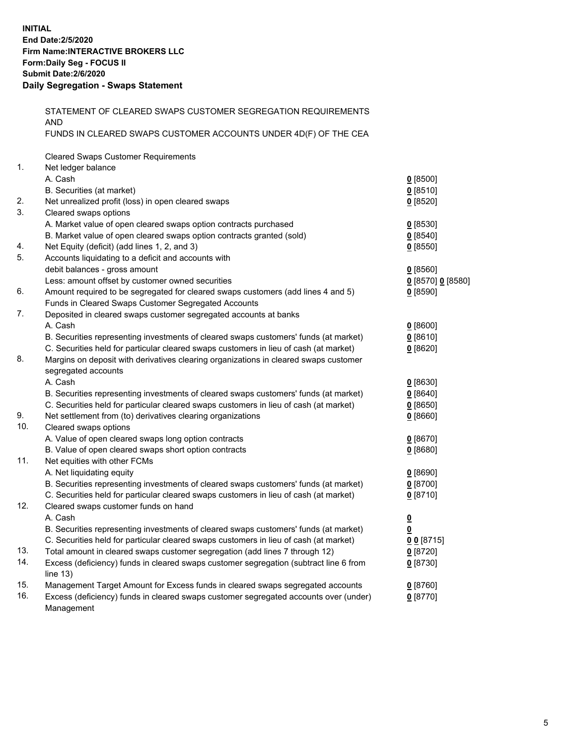**INITIAL**
**End Date:2/5/2020**
**Firm Name:INTERACTIVE BROKERS LLC**
**Form:Daily Seg - FOCUS II**
**Submit Date:2/6/2020**
**Daily Segregation - Swaps Statement**

STATEMENT OF CLEARED SWAPS CUSTOMER SEGREGATION REQUIREMENTS AND FUNDS IN CLEARED SWAPS CUSTOMER ACCOUNTS UNDER 4D(F) OF THE CEA

| | | |
|---|---|---|
| | Cleared Swaps Customer Requirements | |
| 1. | Net ledger balance | |
| | A. Cash | 0 [8500] |
| | B. Securities (at market) | 0 [8510] |
| 2. | Net unrealized profit (loss) in open cleared swaps | 0 [8520] |
| 3. | Cleared swaps options | |
| | A. Market value of open cleared swaps option contracts purchased | 0 [8530] |
| | B. Market value of open cleared swaps option contracts granted (sold) | 0 [8540] |
| 4. | Net Equity (deficit) (add lines 1, 2, and 3) | 0 [8550] |
| 5. | Accounts liquidating to a deficit and accounts with debit balances - gross amount | 0 [8560] |
| | Less: amount offset by customer owned securities | 0 [8570] 0 [8580] |
| 6. | Amount required to be segregated for cleared swaps customers (add lines 4 and 5) | 0 [8590] |
| | Funds in Cleared Swaps Customer Segregated Accounts | |
| 7. | Deposited in cleared swaps customer segregated accounts at banks | |
| | A. Cash | 0 [8600] |
| | B. Securities representing investments of cleared swaps customers' funds (at market) | 0 [8610] |
| | C. Securities held for particular cleared swaps customers in lieu of cash (at market) | 0 [8620] |
| 8. | Margins on deposit with derivatives clearing organizations in cleared swaps customer segregated accounts | |
| | A. Cash | 0 [8630] |
| | B. Securities representing investments of cleared swaps customers' funds (at market) | 0 [8640] |
| | C. Securities held for particular cleared swaps customers in lieu of cash (at market) | 0 [8650] |
| 9. | Net settlement from (to) derivatives clearing organizations | 0 [8660] |
| 10. | Cleared swaps options | |
| | A. Value of open cleared swaps long option contracts | 0 [8670] |
| | B. Value of open cleared swaps short option contracts | 0 [8680] |
| 11. | Net equities with other FCMs | |
| | A. Net liquidating equity | 0 [8690] |
| | B. Securities representing investments of cleared swaps customers' funds (at market) | 0 [8700] |
| | C. Securities held for particular cleared swaps customers in lieu of cash (at market) | 0 [8710] |
| 12. | Cleared swaps customer funds on hand | |
| | A. Cash | 0 |
| | B. Securities representing investments of cleared swaps customers' funds (at market) | 0 |
| | C. Securities held for particular cleared swaps customers in lieu of cash (at market) | 0 0 [8715] |
| 13. | Total amount in cleared swaps customer segregation (add lines 7 through 12) | 0 [8720] |
| 14. | Excess (deficiency) funds in cleared swaps customer segregation (subtract line 6 from line 13) | 0 [8730] |
| 15. | Management Target Amount for Excess funds in cleared swaps segregated accounts | 0 [8760] |
| 16. | Excess (deficiency) funds in cleared swaps customer segregated accounts over (under) Management | 0 [8770] |